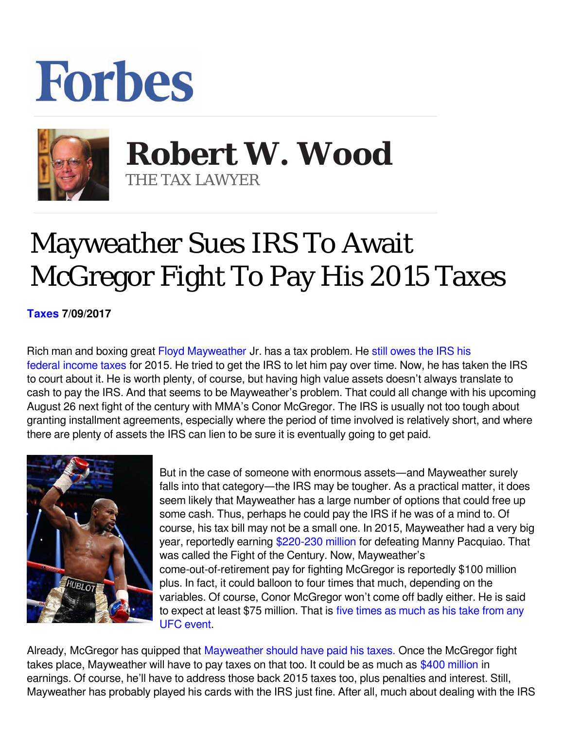# Forbes

## Robert W. Wood

THE TAX LAWYER

# Mayweather Sues IRS To Await McGregor Fight To Pay His 2015 Taxes

**Taxes 7/09/2017**

Rich man and boxing great Floyd Mayweather Jr. has a tax problem. He still owes the IRS his federal income taxes for 2015. He tried to get the IRS to let him pay over time. Now, he has taken the IRS to court about it. He is worth plenty, of course, but having high value assets doesn't always translate to cash to pay the IRS. And that seems to be Mayweather's problem. That could all change with his upcoming August 26 next fight of the century with MMA's Conor McGregor. The IRS is usually not too tough about granting installment agreements, especially where the period of time involved is relatively short, and where there are plenty of assets the IRS can lien to be sure it is eventually going to get paid.

But in the case of someone with enormous assets—and Mayweather surely falls into that category—the IRS may be tougher. As a practical matter, it does seem likely that Mayweather has a large number of options that could free up some cash. Thus, perhaps he could pay the IRS if he was of a mind to. Of course, his tax bill may not be a small one. In 2015, Mayweather had a very big year, reportedly earning $220-230 million for defeating Manny Pacquiao. That was called the Fight of the Century. Now, Mayweather's come-out-of-retirement pay for fighting McGregor is reportedly $100 million plus. In fact, it could balloon to four times that much, depending on the variables. Of course, Conor McGregor won't come off badly either. He is said to expect at least $75 million. That is five times as much as his take from any UFC event.

Already, McGregor has quipped that Mayweather should have paid his taxes. Once the McGregor fight takes place, Mayweather will have to pay taxes on that too. It could be as much as $400 million in earnings. Of course, he'll have to address those back 2015 taxes too, plus penalties and interest. Still, Mayweather has probably played his cards with the IRS just fine. After all, much about dealing with the IRS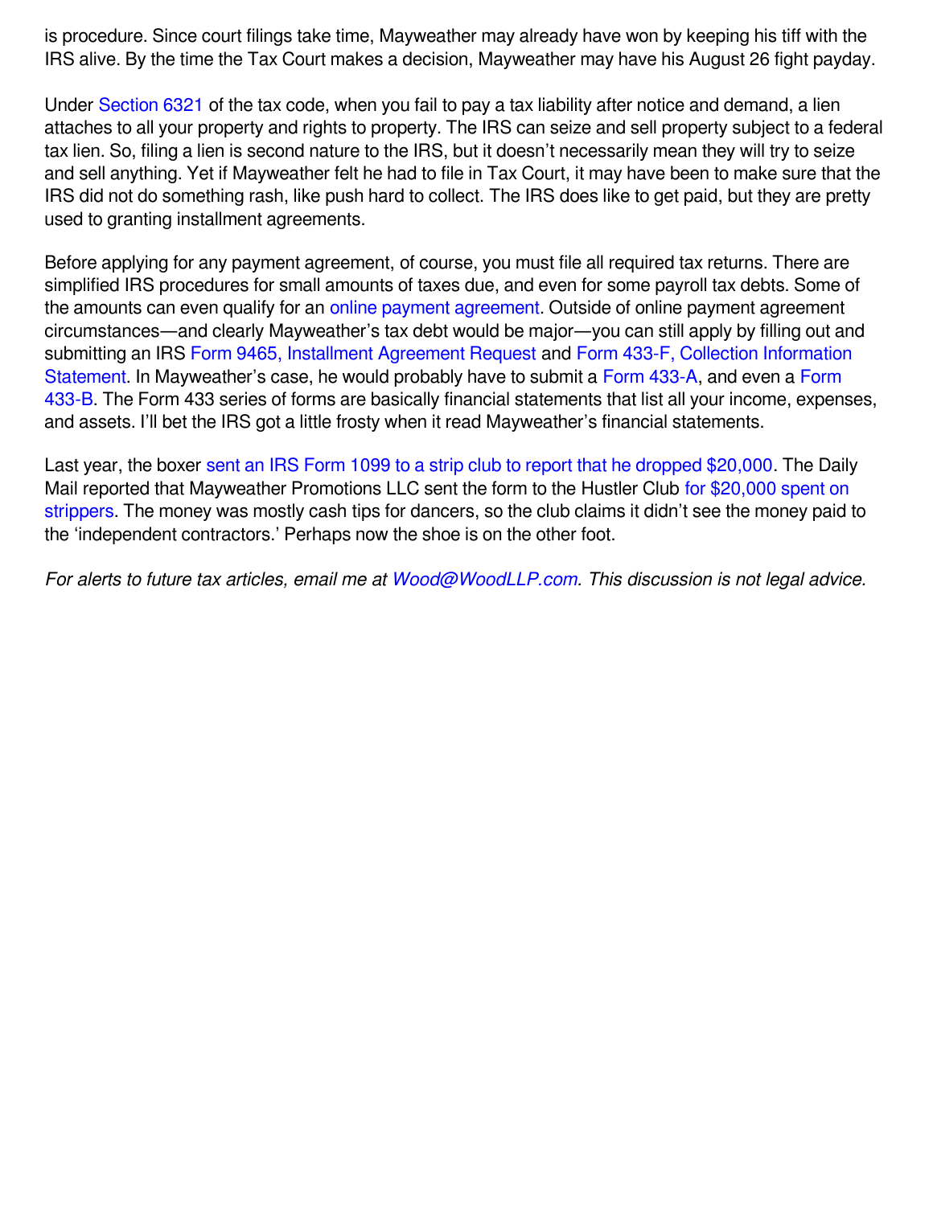is procedure. Since court filings take time, Mayweather may already have won by keeping his tiff with the IRS alive. By the time the Tax Court makes a decision, Mayweather may have his August 26 fight payday.

Under Section 6321 of the tax code, when you fail to pay a tax liability after notice and demand, a lien attaches to all your property and rights to property. The IRS can seize and sell property subject to a federal tax lien. So, filing a lien is second nature to the IRS, but it doesn't necessarily mean they will try to seize and sell anything. Yet if Mayweather felt he had to file in Tax Court, it may have been to make sure that the IRS did not do something rash, like push hard to collect. The IRS does like to get paid, but they are pretty used to granting installment agreements.

Before applying for any payment agreement, of course, you must file all required tax returns. There are simplified IRS procedures for small amounts of taxes due, and even for some payroll tax debts. Some of the amounts can even qualify for an online payment agreement. Outside of online payment agreement circumstances—and clearly Mayweather's tax debt would be major—you can still apply by filling out and submitting an IRS Form 9465, Installment Agreement Request and Form 433-F, Collection Information Statement. In Mayweather's case, he would probably have to submit a Form 433-A, and even a Form 433-B. The Form 433 series of forms are basically financial statements that list all your income, expenses, and assets. I'll bet the IRS got a little frosty when it read Mayweather's financial statements.

Last year, the boxer sent an IRS Form 1099 to a strip club to report that he dropped $20,000. The Daily Mail reported that Mayweather Promotions LLC sent the form to the Hustler Club for $20,000 spent on strippers. The money was mostly cash tips for dancers, so the club claims it didn't see the money paid to the 'independent contractors.' Perhaps now the shoe is on the other foot.

*For alerts to future tax articles, email me at Wood@WoodLLP.com. This discussion is not legal advice.*